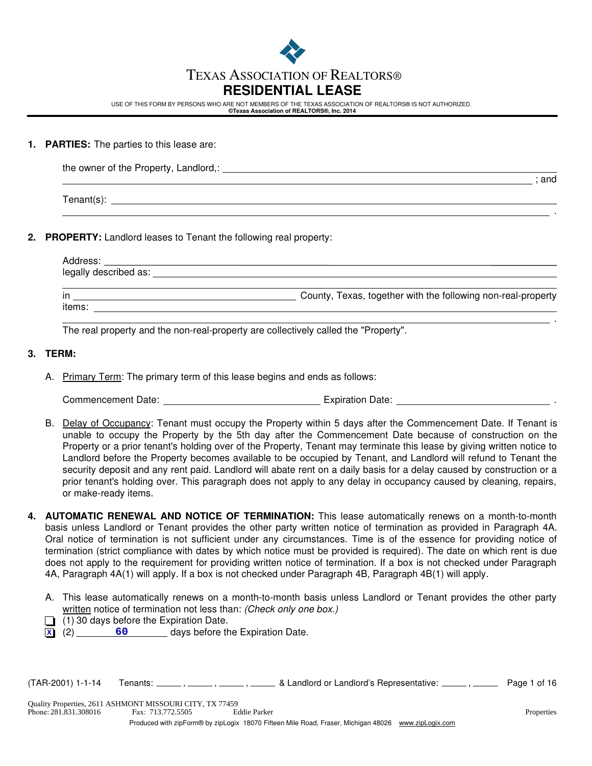# TEXAS ASSOCIATION OF REALTORS®

## RESIDENTIAL LEASE

USE OF THIS FORM BY PERSONS WHO ARE NOT MEMBERS OF THE TEXAS ASSOCIATION OF REALTORS® IS NOT AUTHORIZED.
**©Texas Association of REALTORS®, Inc. 2014**

---

1. **PARTIES:** The parties to this lease are:

   the owner of the Property, Landlord,: ______________________________________________ ; and

   Tenant(s): ______________________________________________ .

2. **PROPERTY:** Landlord leases to Tenant the following real property:

   Address: ______________________________________________
   legally described as: ______________________________________________
   in ____________________ County, Texas, together with the following non-real-property items: ______________________________________________ .

   The real property and the non-real-property are collectively called the "Property".

3. **TERM:**

   A. Primary Term: The primary term of this lease begins and ends as follows:

   Commencement Date: ____________________ Expiration Date: ____________________ .

   B. Delay of Occupancy: Tenant must occupy the Property within 5 days after the Commencement Date. If Tenant is unable to occupy the Property by the 5th day after the Commencement Date because of construction on the Property or a prior tenant's holding over of the Property, Tenant may terminate this lease by giving written notice to Landlord before the Property becomes available to be occupied by Tenant, and Landlord will refund to Tenant the security deposit and any rent paid. Landlord will abate rent on a daily basis for a delay caused by construction or a prior tenant's holding over. This paragraph does not apply to any delay in occupancy caused by cleaning, repairs, or make-ready items.

4. **AUTOMATIC RENEWAL AND NOTICE OF TERMINATION:** This lease automatically renews on a month-to-month basis unless Landlord or Tenant provides the other party written notice of termination as provided in Paragraph 4A. Oral notice of termination is not sufficient under any circumstances. Time is of the essence for providing notice of termination (strict compliance with dates by which notice must be provided is required). The date on which rent is due does not apply to the requirement for providing written notice of termination. If a box is not checked under Paragraph 4A, Paragraph 4A(1) will apply. If a box is not checked under Paragraph 4B, Paragraph 4B(1) will apply.

   A. This lease automatically renews on a month-to-month basis unless Landlord or Tenant provides the other party written notice of termination not less than: *(Check only one box.)*

   - [ ] (1) 30 days before the Expiration Date.
   - [x] (2) **60** days before the Expiration Date.

(TAR-2001) 1-1-14 Tenants: _____ , _____ , _____ , _____ & Landlord or Landlord's Representative: _____ , _____

Quality Properties, 2611 ASHMONT MISSOURI CITY, TX 77459
Phone: 281.831.308016 Fax: 713.772.5505 Eddie Parker Properties
Produced with zipForm® by zipLogix 18070 Fifteen Mile Road, Fraser, Michigan 48026 www.zipLogix.com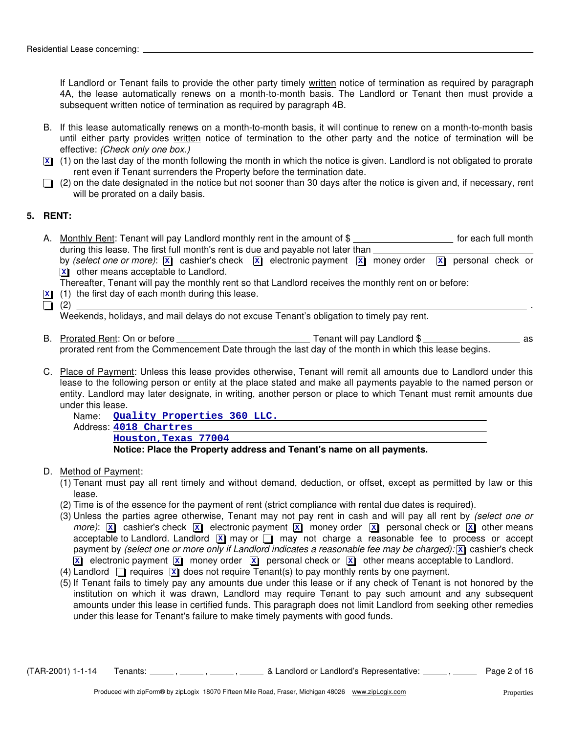If Landlord or Tenant fails to provide the other party timely written notice of termination as required by paragraph 4A, the lease automatically renews on a month-to-month basis. The Landlord or Tenant then must provide a subsequent written notice of termination as required by paragraph 4B.

B. If this lease automatically renews on a month-to-month basis, it will continue to renew on a month-to-month basis until either party provides written notice of termination to the other party and the notice of termination will be effective: *(Check only one box.)*

[X] (1) on the last day of the month following the month in which the notice is given. Landlord is not obligated to prorate rent even if Tenant surrenders the Property before the termination date.

[ ] (2) on the date designated in the notice but not sooner than 30 days after the notice is given and, if necessary, rent will be prorated on a daily basis.

## 5. RENT:

A. Monthly Rent: Tenant will pay Landlord monthly rent in the amount of $ ____________ for each full month during this lease. The first full month's rent is due and payable not later than ____________ by *(select one or more)*: [X] cashier's check [X] electronic payment [X] money order [X] personal check or [X] other means acceptable to Landlord.
Thereafter, Tenant will pay the monthly rent so that Landlord receives the monthly rent on or before:

[X] (1) the first day of each month during this lease.

[ ] (2) ____________________________________________ .

Weekends, holidays, and mail delays do not excuse Tenant's obligation to timely pay rent.

B. Prorated Rent: On or before ________________ Tenant will pay Landlord $ ____________ as prorated rent from the Commencement Date through the last day of the month in which this lease begins.

C. Place of Payment: Unless this lease provides otherwise, Tenant will remit all amounts due to Landlord under this lease to the following person or entity at the place stated and make all payments payable to the named person or entity. Landlord may later designate, in writing, another person or place to which Tenant must remit amounts due under this lease.

Name: **Quality Properties 360 LLC.**
Address: **4018 Chartres**
**Houston,Texas 77004**

**Notice: Place the Property address and Tenant's name on all payments.**

D. Method of Payment:

(1) Tenant must pay all rent timely and without demand, deduction, or offset, except as permitted by law or this lease.

(2) Time is of the essence for the payment of rent (strict compliance with rental due dates is required).

(3) Unless the parties agree otherwise, Tenant may not pay rent in cash and will pay all rent by *(select one or more)*: [X] cashier's check [X] electronic payment [X] money order [X] personal check or [X] other means acceptable to Landlord. Landlord [X] may or [ ] may not charge a reasonable fee to process or accept payment by *(select one or more only if Landlord indicates a reasonable fee may be charged)*: [X] cashier's check [X] electronic payment [X] money order [X] personal check or [X] other means acceptable to Landlord.

(4) Landlord [ ] requires [X] does not require Tenant(s) to pay monthly rents by one payment.

(5) If Tenant fails to timely pay any amounts due under this lease or if any check of Tenant is not honored by the institution on which it was drawn, Landlord may require Tenant to pay such amount and any subsequent amounts under this lease in certified funds. This paragraph does not limit Landlord from seeking other remedies under this lease for Tenant's failure to make timely payments with good funds.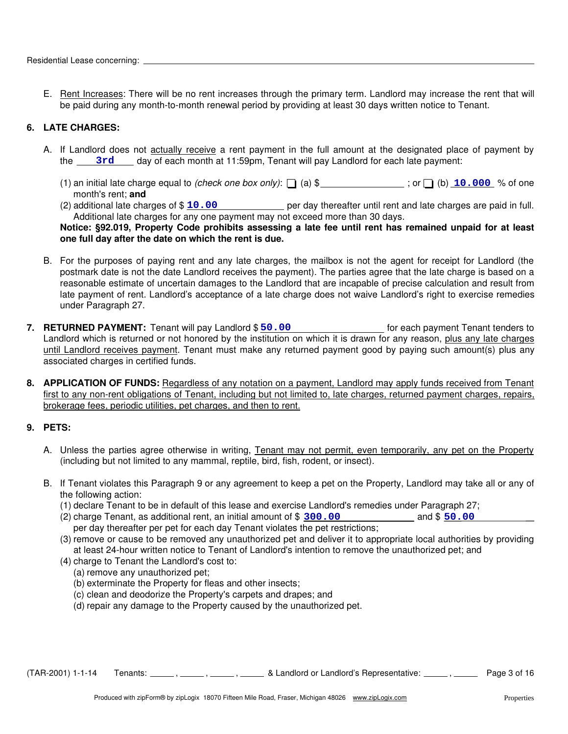Residential Lease concerning: ______________________________________________

E. Rent Increases: There will be no rent increases through the primary term. Landlord may increase the rent that will be paid during any month-to-month renewal period by providing at least 30 days written notice to Tenant.

## 6. LATE CHARGES:

A. If Landlord does not actually receive a rent payment in the full amount at the designated place of payment by the **3rd** day of each month at 11:59pm, Tenant will pay Landlord for each late payment:

(1) an initial late charge equal to *(check one box only)*: ☐ (a) $__________ ; or ☐ (b) **10.000** % of one month's rent; **and**

(2) additional late charges of $ **10.00** per day thereafter until rent and late charges are paid in full. Additional late charges for any one payment may not exceed more than 30 days.

**Notice: §92.019, Property Code prohibits assessing a late fee until rent has remained unpaid for at least one full day after the date on which the rent is due.**

B. For the purposes of paying rent and any late charges, the mailbox is not the agent for receipt for Landlord (the postmark date is not the date Landlord receives the payment). The parties agree that the late charge is based on a reasonable estimate of uncertain damages to the Landlord that are incapable of precise calculation and result from late payment of rent. Landlord's acceptance of a late charge does not waive Landlord's right to exercise remedies under Paragraph 27.

## 7. RETURNED PAYMENT:

Tenant will pay Landlord $ **50.00** for each payment Tenant tenders to Landlord which is returned or not honored by the institution on which it is drawn for any reason, plus any late charges until Landlord receives payment. Tenant must make any returned payment good by paying such amount(s) plus any associated charges in certified funds.

## 8. APPLICATION OF FUNDS:

Regardless of any notation on a payment, Landlord may apply funds received from Tenant first to any non-rent obligations of Tenant, including but not limited to, late charges, returned payment charges, repairs, brokerage fees, periodic utilities, pet charges, and then to rent.

## 9. PETS:

A. Unless the parties agree otherwise in writing, Tenant may not permit, even temporarily, any pet on the Property (including but not limited to any mammal, reptile, bird, fish, rodent, or insect).

B. If Tenant violates this Paragraph 9 or any agreement to keep a pet on the Property, Landlord may take all or any of the following action:

(1) declare Tenant to be in default of this lease and exercise Landlord's remedies under Paragraph 27;

(2) charge Tenant, as additional rent, an initial amount of $ **300.00** and $ **50.00** per day thereafter per pet for each day Tenant violates the pet restrictions;

(3) remove or cause to be removed any unauthorized pet and deliver it to appropriate local authorities by providing at least 24-hour written notice to Tenant of Landlord's intention to remove the unauthorized pet; and

(4) charge to Tenant the Landlord's cost to:

(a) remove any unauthorized pet;

(b) exterminate the Property for fleas and other insects;

(c) clean and deodorize the Property's carpets and drapes; and

(d) repair any damage to the Property caused by the unauthorized pet.

(TAR-2001) 1-1-14 Tenants: _____ , _____ , _____ , _____ & Landlord or Landlord's Representative: _____ , _____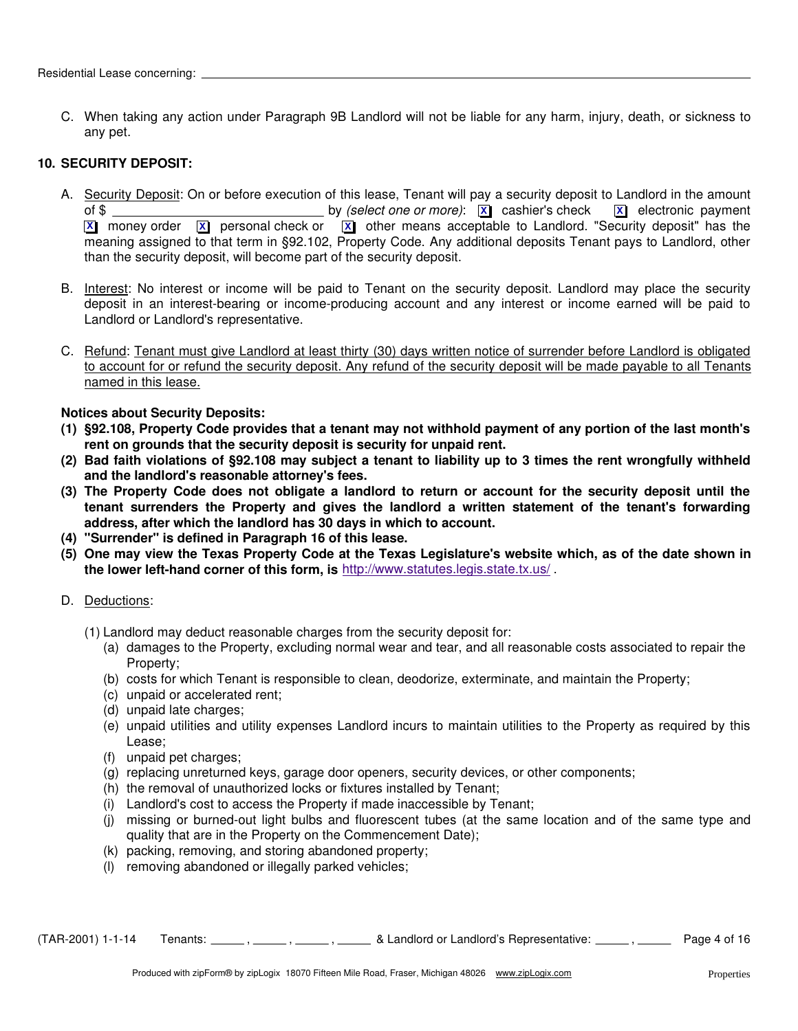C. When taking any action under Paragraph 9B Landlord will not be liable for any harm, injury, death, or sickness to any pet.

## 10. SECURITY DEPOSIT:

A. Security Deposit: On or before execution of this lease, Tenant will pay a security deposit to Landlord in the amount of $ ______________________________ by *(select one or more)*: [X] cashier's check [X] electronic payment [X] money order [X] personal check or [X] other means acceptable to Landlord. "Security deposit" has the meaning assigned to that term in §92.102, Property Code. Any additional deposits Tenant pays to Landlord, other than the security deposit, will become part of the security deposit.

B. Interest: No interest or income will be paid to Tenant on the security deposit. Landlord may place the security deposit in an interest-bearing or income-producing account and any interest or income earned will be paid to Landlord or Landlord's representative.

C. Refund: Tenant must give Landlord at least thirty (30) days written notice of surrender before Landlord is obligated to account for or refund the security deposit. Any refund of the security deposit will be made payable to all Tenants named in this lease.

**Notices about Security Deposits:**

**(1) §92.108, Property Code provides that a tenant may not withhold payment of any portion of the last month's rent on grounds that the security deposit is security for unpaid rent.**

**(2) Bad faith violations of §92.108 may subject a tenant to liability up to 3 times the rent wrongfully withheld and the landlord's reasonable attorney's fees.**

**(3) The Property Code does not obligate a landlord to return or account for the security deposit until the tenant surrenders the Property and gives the landlord a written statement of the tenant's forwarding address, after which the landlord has 30 days in which to account.**

**(4) "Surrender" is defined in Paragraph 16 of this lease.**

**(5) One may view the Texas Property Code at the Texas Legislature's website which, as of the date shown in the lower left-hand corner of this form, is** http://www.statutes.legis.state.tx.us/ .

D. Deductions:

(1) Landlord may deduct reasonable charges from the security deposit for:

(a) damages to the Property, excluding normal wear and tear, and all reasonable costs associated to repair the Property;

(b) costs for which Tenant is responsible to clean, deodorize, exterminate, and maintain the Property;

(c) unpaid or accelerated rent;

(d) unpaid late charges;

(e) unpaid utilities and utility expenses Landlord incurs to maintain utilities to the Property as required by this Lease;

(f) unpaid pet charges;

(g) replacing unreturned keys, garage door openers, security devices, or other components;

(h) the removal of unauthorized locks or fixtures installed by Tenant;

(i) Landlord's cost to access the Property if made inaccessible by Tenant;

(j) missing or burned-out light bulbs and fluorescent tubes (at the same location and of the same type and quality that are in the Property on the Commencement Date);

(k) packing, removing, and storing abandoned property;

(l) removing abandoned or illegally parked vehicles;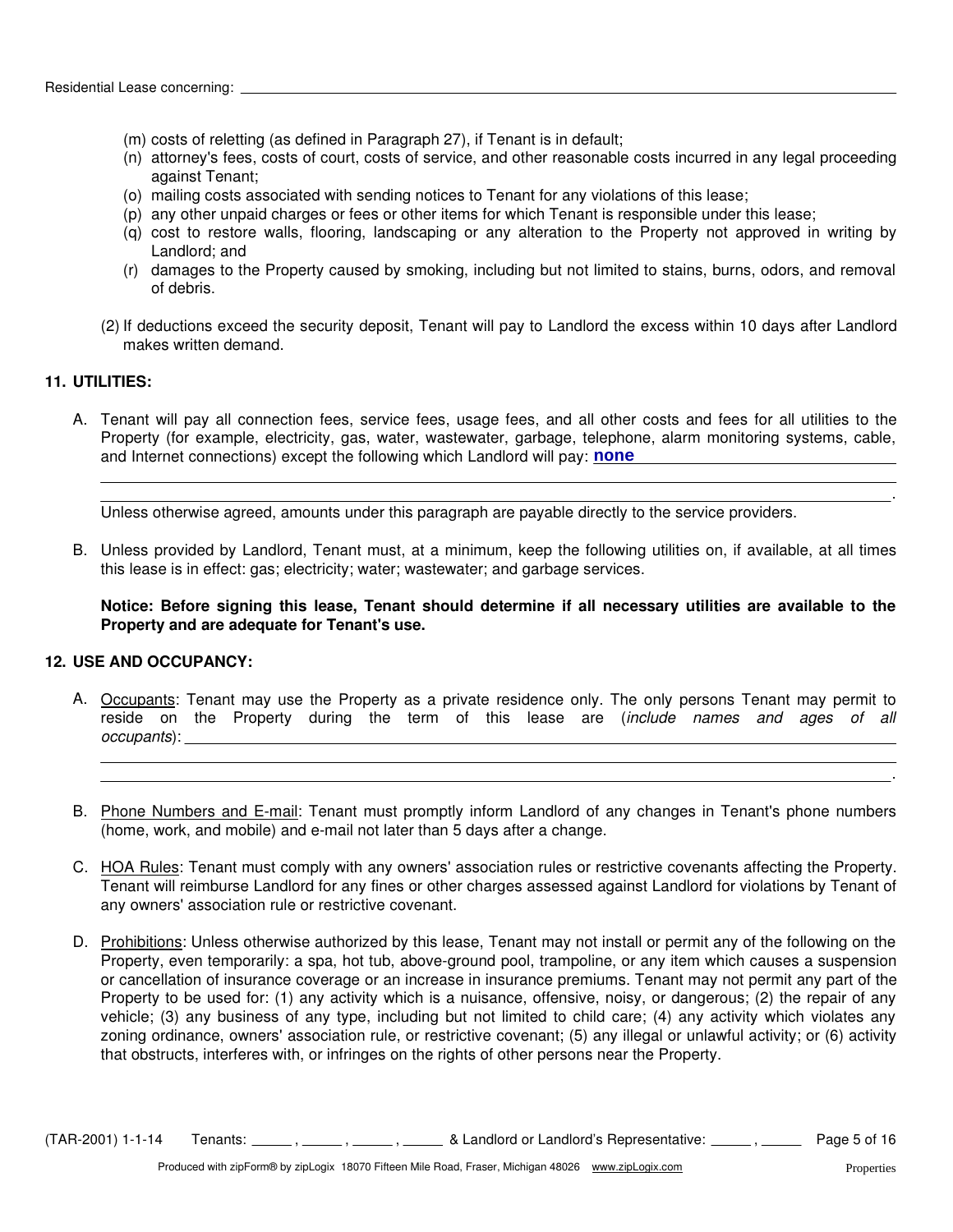(m) costs of reletting (as defined in Paragraph 27), if Tenant is in default;
(n) attorney's fees, costs of court, costs of service, and other reasonable costs incurred in any legal proceeding against Tenant;
(o) mailing costs associated with sending notices to Tenant for any violations of this lease;
(p) any other unpaid charges or fees or other items for which Tenant is responsible under this lease;
(q) cost to restore walls, flooring, landscaping or any alteration to the Property not approved in writing by Landlord; and
(r) damages to the Property caused by smoking, including but not limited to stains, burns, odors, and removal of debris.

(2) If deductions exceed the security deposit, Tenant will pay to Landlord the excess within 10 days after Landlord makes written demand.

## 11. UTILITIES:

A. Tenant will pay all connection fees, service fees, usage fees, and all other costs and fees for all utilities to the Property (for example, electricity, gas, water, wastewater, garbage, telephone, alarm monitoring systems, cable, and Internet connections) except the following which Landlord will pay: **none** ______________________________________________.

Unless otherwise agreed, amounts under this paragraph are payable directly to the service providers.

B. Unless provided by Landlord, Tenant must, at a minimum, keep the following utilities on, if available, at all times this lease is in effect: gas; electricity; water; wastewater; and garbage services.

**Notice: Before signing this lease, Tenant should determine if all necessary utilities are available to the Property and are adequate for Tenant's use.**

## 12. USE AND OCCUPANCY:

A. Occupants: Tenant may use the Property as a private residence only. The only persons Tenant may permit to reside on the Property during the term of this lease are (*include names and ages of all occupants*): ______________________________________________.

B. Phone Numbers and E-mail: Tenant must promptly inform Landlord of any changes in Tenant's phone numbers (home, work, and mobile) and e-mail not later than 5 days after a change.

C. HOA Rules: Tenant must comply with any owners' association rules or restrictive covenants affecting the Property. Tenant will reimburse Landlord for any fines or other charges assessed against Landlord for violations by Tenant of any owners' association rule or restrictive covenant.

D. Prohibitions: Unless otherwise authorized by this lease, Tenant may not install or permit any of the following on the Property, even temporarily: a spa, hot tub, above-ground pool, trampoline, or any item which causes a suspension or cancellation of insurance coverage or an increase in insurance premiums. Tenant may not permit any part of the Property to be used for: (1) any activity which is a nuisance, offensive, noisy, or dangerous; (2) the repair of any vehicle; (3) any business of any type, including but not limited to child care; (4) any activity which violates any zoning ordinance, owners' association rule, or restrictive covenant; (5) any illegal or unlawful activity; or (6) activity that obstructs, interferes with, or infringes on the rights of other persons near the Property.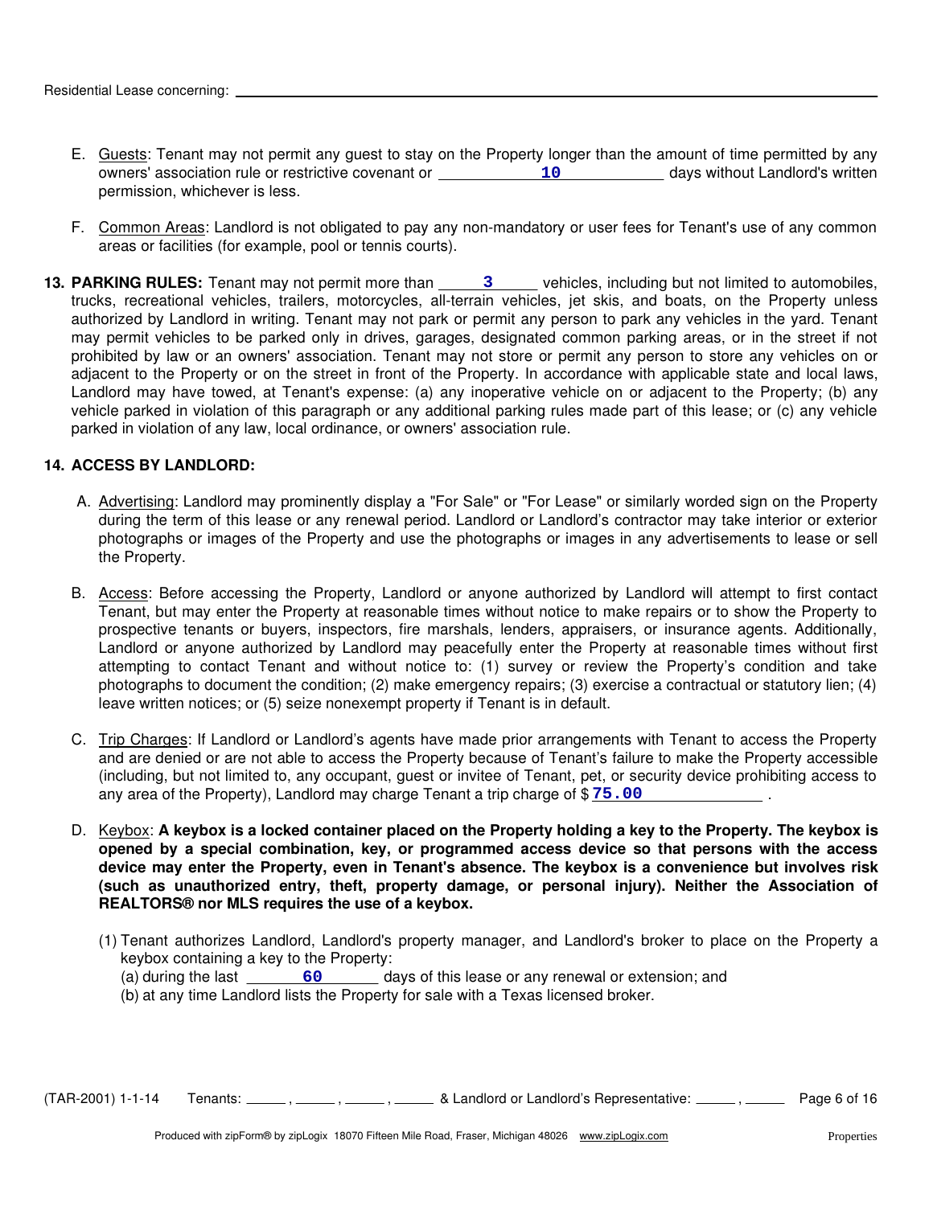Residential Lease concerning: ______________________________

E. Guests: Tenant may not permit any guest to stay on the Property longer than the amount of time permitted by any owners' association rule or restrictive covenant or **10** days without Landlord's written permission, whichever is less.

F. Common Areas: Landlord is not obligated to pay any non-mandatory or user fees for Tenant's use of any common areas or facilities (for example, pool or tennis courts).

**13. PARKING RULES:** Tenant may not permit more than **3** vehicles, including but not limited to automobiles, trucks, recreational vehicles, trailers, motorcycles, all-terrain vehicles, jet skis, and boats, on the Property unless authorized by Landlord in writing. Tenant may not park or permit any person to park any vehicles in the yard. Tenant may permit vehicles to be parked only in drives, garages, designated common parking areas, or in the street if not prohibited by law or an owners' association. Tenant may not store or permit any person to store any vehicles on or adjacent to the Property or on the street in front of the Property. In accordance with applicable state and local laws, Landlord may have towed, at Tenant's expense: (a) any inoperative vehicle on or adjacent to the Property; (b) any vehicle parked in violation of this paragraph or any additional parking rules made part of this lease; or (c) any vehicle parked in violation of any law, local ordinance, or owners' association rule.

**14. ACCESS BY LANDLORD:**

A. Advertising: Landlord may prominently display a "For Sale" or "For Lease" or similarly worded sign on the Property during the term of this lease or any renewal period. Landlord or Landlord's contractor may take interior or exterior photographs or images of the Property and use the photographs or images in any advertisements to lease or sell the Property.

B. Access: Before accessing the Property, Landlord or anyone authorized by Landlord will attempt to first contact Tenant, but may enter the Property at reasonable times without notice to make repairs or to show the Property to prospective tenants or buyers, inspectors, fire marshals, lenders, appraisers, or insurance agents. Additionally, Landlord or anyone authorized by Landlord may peacefully enter the Property at reasonable times without first attempting to contact Tenant and without notice to: (1) survey or review the Property's condition and take photographs to document the condition; (2) make emergency repairs; (3) exercise a contractual or statutory lien; (4) leave written notices; or (5) seize nonexempt property if Tenant is in default.

C. Trip Charges: If Landlord or Landlord's agents have made prior arrangements with Tenant to access the Property and are denied or are not able to access the Property because of Tenant's failure to make the Property accessible (including, but not limited to, any occupant, guest or invitee of Tenant, pet, or security device prohibiting access to any area of the Property), Landlord may charge Tenant a trip charge of $ **75.00** .

D. Keybox: **A keybox is a locked container placed on the Property holding a key to the Property. The keybox is opened by a special combination, key, or programmed access device so that persons with the access device may enter the Property, even in Tenant's absence. The keybox is a convenience but involves risk (such as unauthorized entry, theft, property damage, or personal injury). Neither the Association of REALTORS® nor MLS requires the use of a keybox.**

(1) Tenant authorizes Landlord, Landlord's property manager, and Landlord's broker to place on the Property a keybox containing a key to the Property:
   (a) during the last **60** days of this lease or any renewal or extension; and
   (b) at any time Landlord lists the Property for sale with a Texas licensed broker.

(TAR-2001) 1-1-14 Tenants: _____ , _____ , _____ , _____ & Landlord or Landlord's Representative: _____ , _____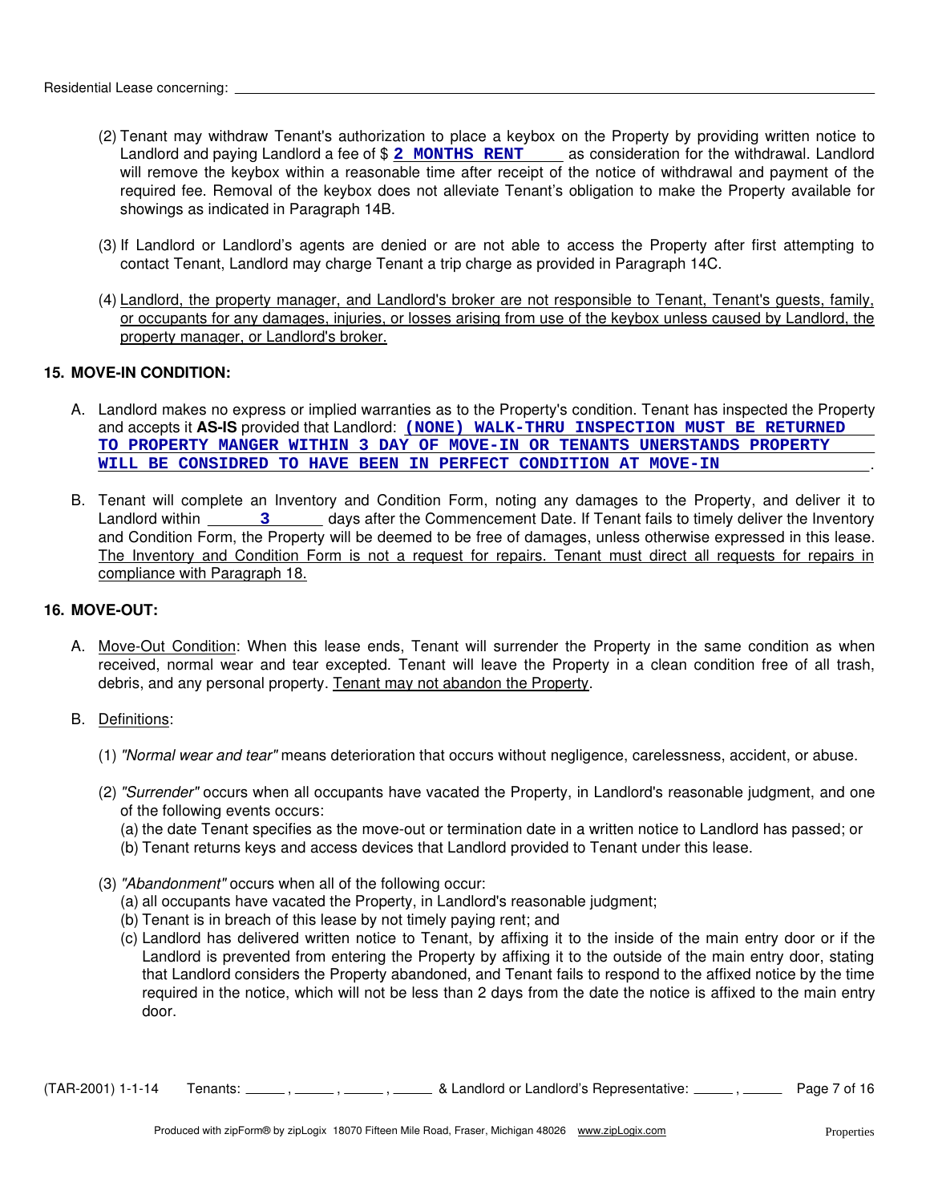(2) Tenant may withdraw Tenant's authorization to place a keybox on the Property by providing written notice to Landlord and paying Landlord a fee of $ **2 MONTHS RENT** as consideration for the withdrawal. Landlord will remove the keybox within a reasonable time after receipt of the notice of withdrawal and payment of the required fee. Removal of the keybox does not alleviate Tenant's obligation to make the Property available for showings as indicated in Paragraph 14B.

(3) If Landlord or Landlord's agents are denied or are not able to access the Property after first attempting to contact Tenant, Landlord may charge Tenant a trip charge as provided in Paragraph 14C.

(4) <u>Landlord, the property manager, and Landlord's broker are not responsible to Tenant, Tenant's guests, family, or occupants for any damages, injuries, or losses arising from use of the keybox unless caused by Landlord, the property manager, or Landlord's broker.</u>

**15. MOVE-IN CONDITION:**

A. Landlord makes no express or implied warranties as to the Property's condition. Tenant has inspected the Property and accepts it **AS-IS** provided that Landlord: **(NONE) WALK-THRU INSPECTION MUST BE RETURNED TO PROPERTY MANGER WITHIN 3 DAY OF MOVE-IN OR TENANTS UNERSTANDS PROPERTY WILL BE CONSIDRED TO HAVE BEEN IN PERFECT CONDITION AT MOVE-IN**.

B. Tenant will complete an Inventory and Condition Form, noting any damages to the Property, and deliver it to Landlord within **3** days after the Commencement Date. If Tenant fails to timely deliver the Inventory and Condition Form, the Property will be deemed to be free of damages, unless otherwise expressed in this lease. <u>The Inventory and Condition Form is not a request for repairs. Tenant must direct all requests for repairs in compliance with Paragraph 18.</u>

**16. MOVE-OUT:**

A. <u>Move-Out Condition</u>: When this lease ends, Tenant will surrender the Property in the same condition as when received, normal wear and tear excepted. Tenant will leave the Property in a clean condition free of all trash, debris, and any personal property. <u>Tenant may not abandon the Property</u>.

B. <u>Definitions</u>:

(1) *"Normal wear and tear"* means deterioration that occurs without negligence, carelessness, accident, or abuse.

(2) *"Surrender"* occurs when all occupants have vacated the Property, in Landlord's reasonable judgment, and one of the following events occurs:
(a) the date Tenant specifies as the move-out or termination date in a written notice to Landlord has passed; or
(b) Tenant returns keys and access devices that Landlord provided to Tenant under this lease.

(3) *"Abandonment"* occurs when all of the following occur:
(a) all occupants have vacated the Property, in Landlord's reasonable judgment;
(b) Tenant is in breach of this lease by not timely paying rent; and
(c) Landlord has delivered written notice to Tenant, by affixing it to the inside of the main entry door or if the Landlord is prevented from entering the Property by affixing it to the outside of the main entry door, stating that Landlord considers the Property abandoned, and Tenant fails to respond to the affixed notice by the time required in the notice, which will not be less than 2 days from the date the notice is affixed to the main entry door.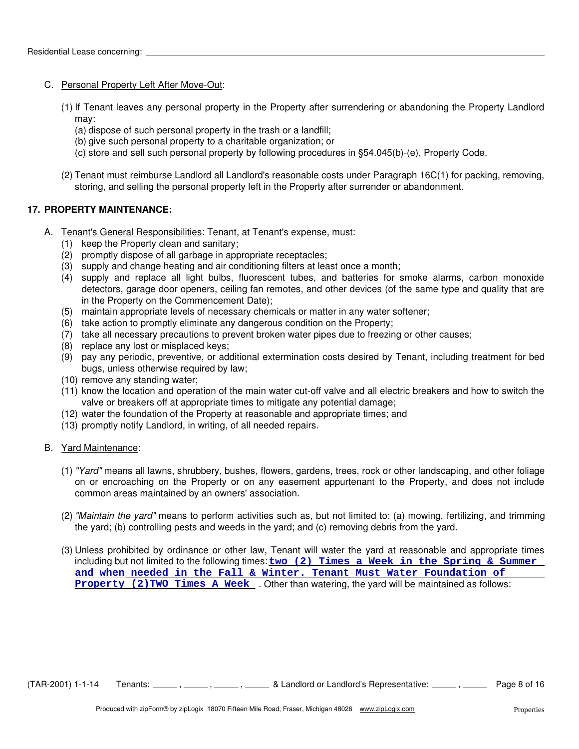C. Personal Property Left After Move-Out:

(1) If Tenant leaves any personal property in the Property after surrendering or abandoning the Property Landlord may:
   (a) dispose of such personal property in the trash or a landfill;
   (b) give such personal property to a charitable organization; or
   (c) store and sell such personal property by following procedures in §54.045(b)-(e), Property Code.

(2) Tenant must reimburse Landlord all Landlord's reasonable costs under Paragraph 16C(1) for packing, removing, storing, and selling the personal property left in the Property after surrender or abandonment.

**17. PROPERTY MAINTENANCE:**

A. Tenant's General Responsibilities: Tenant, at Tenant's expense, must:
   (1) keep the Property clean and sanitary;
   (2) promptly dispose of all garbage in appropriate receptacles;
   (3) supply and change heating and air conditioning filters at least once a month;
   (4) supply and replace all light bulbs, fluorescent tubes, and batteries for smoke alarms, carbon monoxide detectors, garage door openers, ceiling fan remotes, and other devices (of the same type and quality that are in the Property on the Commencement Date);
   (5) maintain appropriate levels of necessary chemicals or matter in any water softener;
   (6) take action to promptly eliminate any dangerous condition on the Property;
   (7) take all necessary precautions to prevent broken water pipes due to freezing or other causes;
   (8) replace any lost or misplaced keys;
   (9) pay any periodic, preventive, or additional extermination costs desired by Tenant, including treatment for bed bugs, unless otherwise required by law;
   (10) remove any standing water;
   (11) know the location and operation of the main water cut-off valve and all electric breakers and how to switch the valve or breakers off at appropriate times to mitigate any potential damage;
   (12) water the foundation of the Property at reasonable and appropriate times; and
   (13) promptly notify Landlord, in writing, of all needed repairs.

B. Yard Maintenance:

(1) *"Yard"* means all lawns, shrubbery, bushes, flowers, gardens, trees, rock or other landscaping, and other foliage on or encroaching on the Property or on any easement appurtenant to the Property, and does not include common areas maintained by an owners' association.

(2) *"Maintain the yard"* means to perform activities such as, but not limited to: (a) mowing, fertilizing, and trimming the yard; (b) controlling pests and weeds in the yard; and (c) removing debris from the yard.

(3) Unless prohibited by ordinance or other law, Tenant will water the yard at reasonable and appropriate times including but not limited to the following times: **two (2) Times a Week in the Spring & Summer and when needed in the Fall & Winter. Tenant Must Water Foundation of Property (2)TWO Times A Week** . Other than watering, the yard will be maintained as follows: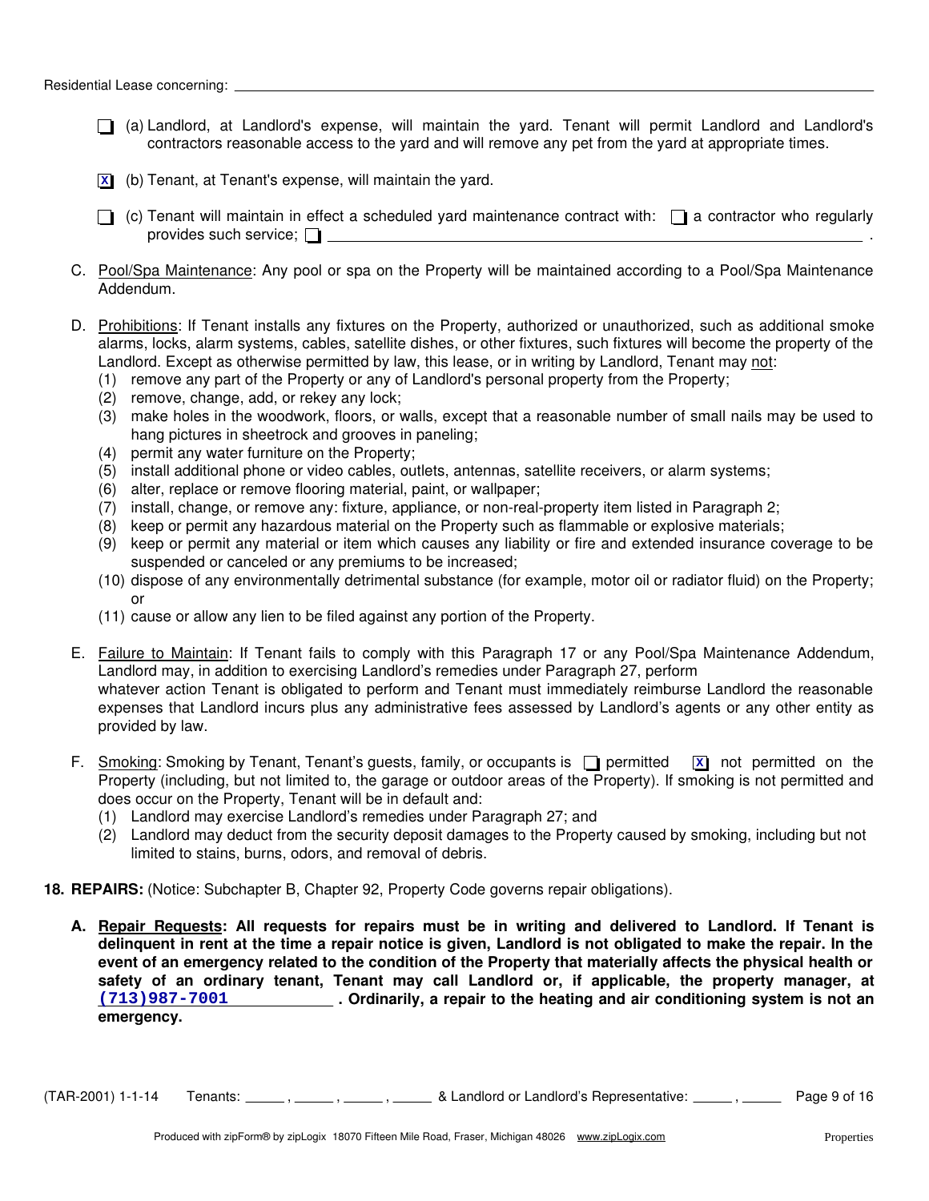Residential Lease concerning: ______________________________

- [ ] (a) Landlord, at Landlord's expense, will maintain the yard. Tenant will permit Landlord and Landlord's contractors reasonable access to the yard and will remove any pet from the yard at appropriate times.

- [x] (b) Tenant, at Tenant's expense, will maintain the yard.

- [ ] (c) Tenant will maintain in effect a scheduled yard maintenance contract with: ☐ a contractor who regularly provides such service; ☐ ______________________________ .

C. Pool/Spa Maintenance: Any pool or spa on the Property will be maintained according to a Pool/Spa Maintenance Addendum.

D. Prohibitions: If Tenant installs any fixtures on the Property, authorized or unauthorized, such as additional smoke alarms, locks, alarm systems, cables, satellite dishes, or other fixtures, such fixtures will become the property of the Landlord. Except as otherwise permitted by law, this lease, or in writing by Landlord, Tenant may not:
   (1) remove any part of the Property or any of Landlord's personal property from the Property;
   (2) remove, change, add, or rekey any lock;
   (3) make holes in the woodwork, floors, or walls, except that a reasonable number of small nails may be used to hang pictures in sheetrock and grooves in paneling;
   (4) permit any water furniture on the Property;
   (5) install additional phone or video cables, outlets, antennas, satellite receivers, or alarm systems;
   (6) alter, replace or remove flooring material, paint, or wallpaper;
   (7) install, change, or remove any: fixture, appliance, or non-real-property item listed in Paragraph 2;
   (8) keep or permit any hazardous material on the Property such as flammable or explosive materials;
   (9) keep or permit any material or item which causes any liability or fire and extended insurance coverage to be suspended or canceled or any premiums to be increased;
   (10) dispose of any environmentally detrimental substance (for example, motor oil or radiator fluid) on the Property; or
   (11) cause or allow any lien to be filed against any portion of the Property.

E. Failure to Maintain: If Tenant fails to comply with this Paragraph 17 or any Pool/Spa Maintenance Addendum, Landlord may, in addition to exercising Landlord's remedies under Paragraph 27, perform whatever action Tenant is obligated to perform and Tenant must immediately reimburse Landlord the reasonable expenses that Landlord incurs plus any administrative fees assessed by Landlord's agents or any other entity as provided by law.

F. Smoking: Smoking by Tenant, Tenant's guests, family, or occupants is ☐ permitted ☒ not permitted on the Property (including, but not limited to, the garage or outdoor areas of the Property). If smoking is not permitted and does occur on the Property, Tenant will be in default and:
   (1) Landlord may exercise Landlord's remedies under Paragraph 27; and
   (2) Landlord may deduct from the security deposit damages to the Property caused by smoking, including but not limited to stains, burns, odors, and removal of debris.

**18. REPAIRS:** (Notice: Subchapter B, Chapter 92, Property Code governs repair obligations).

**A. Repair Requests: All requests for repairs must be in writing and delivered to Landlord. If Tenant is delinquent in rent at the time a repair notice is given, Landlord is not obligated to make the repair. In the event of an emergency related to the condition of the Property that materially affects the physical health or safety of an ordinary tenant, Tenant may call Landlord or, if applicable, the property manager, at (713)987-7001 . Ordinarily, a repair to the heating and air conditioning system is not an emergency.**

(TAR-2001) 1-1-14 Tenants: _____ , _____ , _____ , _____ & Landlord or Landlord's Representative: _____ , _____

Produced with zipForm® by zipLogix 18070 Fifteen Mile Road, Fraser, Michigan 48026 www.zipLogix.com Properties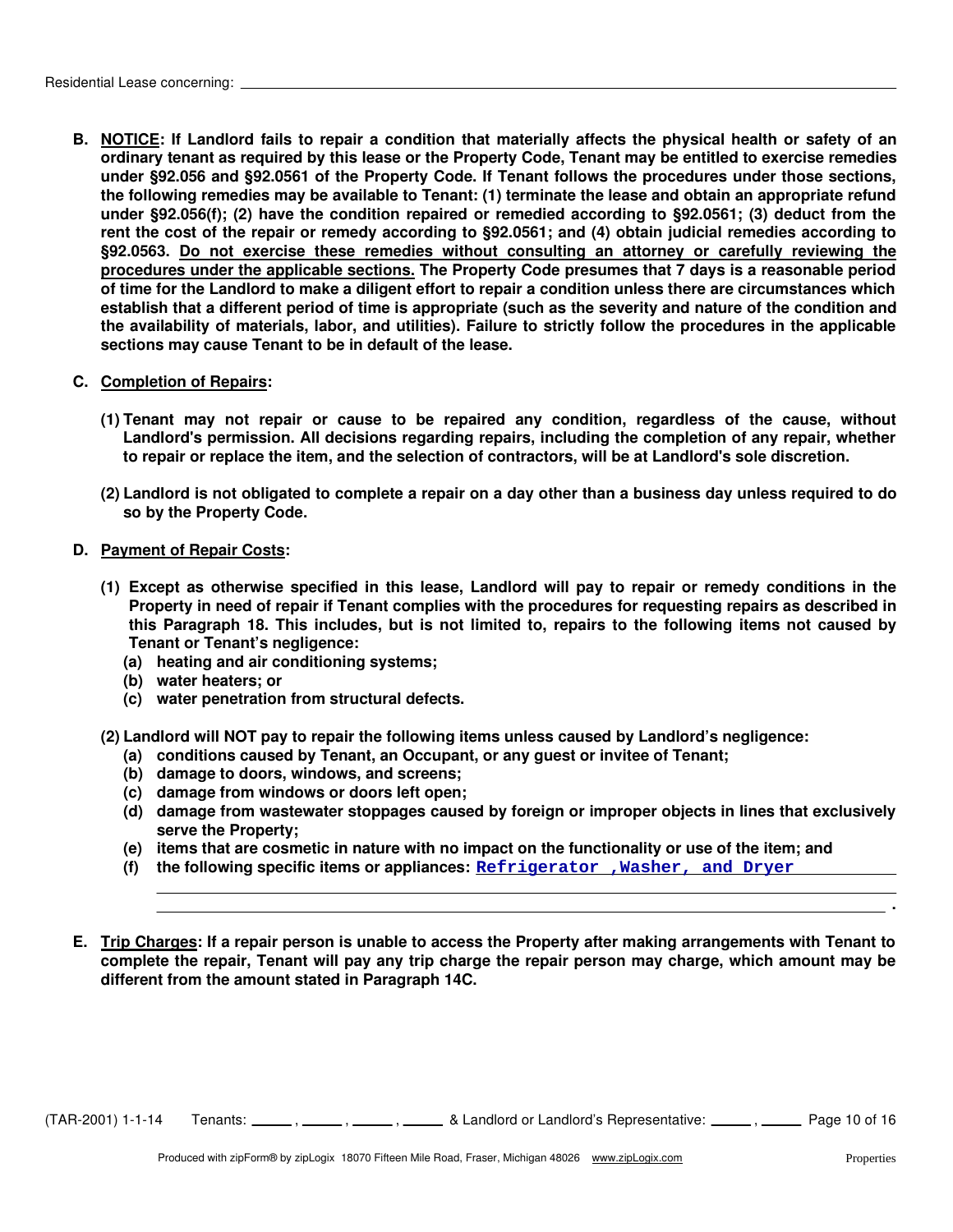**B. NOTICE: If Landlord fails to repair a condition that materially affects the physical health or safety of an ordinary tenant as required by this lease or the Property Code, Tenant may be entitled to exercise remedies under §92.056 and §92.0561 of the Property Code. If Tenant follows the procedures under those sections, the following remedies may be available to Tenant: (1) terminate the lease and obtain an appropriate refund under §92.056(f); (2) have the condition repaired or remedied according to §92.0561; (3) deduct from the rent the cost of the repair or remedy according to §92.0561; and (4) obtain judicial remedies according to §92.0563. Do not exercise these remedies without consulting an attorney or carefully reviewing the procedures under the applicable sections. The Property Code presumes that 7 days is a reasonable period of time for the Landlord to make a diligent effort to repair a condition unless there are circumstances which establish that a different period of time is appropriate (such as the severity and nature of the condition and the availability of materials, labor, and utilities). Failure to strictly follow the procedures in the applicable sections may cause Tenant to be in default of the lease.**

**C. Completion of Repairs:**

**(1) Tenant may not repair or cause to be repaired any condition, regardless of the cause, without Landlord's permission. All decisions regarding repairs, including the completion of any repair, whether to repair or replace the item, and the selection of contractors, will be at Landlord's sole discretion.**

**(2) Landlord is not obligated to complete a repair on a day other than a business day unless required to do so by the Property Code.**

**D. Payment of Repair Costs:**

**(1) Except as otherwise specified in this lease, Landlord will pay to repair or remedy conditions in the Property in need of repair if Tenant complies with the procedures for requesting repairs as described in this Paragraph 18. This includes, but is not limited to, repairs to the following items not caused by Tenant or Tenant's negligence:**
- **(a) heating and air conditioning systems;**
- **(b) water heaters; or**
- **(c) water penetration from structural defects.**

**(2) Landlord will NOT pay to repair the following items unless caused by Landlord's negligence:**
- **(a) conditions caused by Tenant, an Occupant, or any guest or invitee of Tenant;**
- **(b) damage to doors, windows, and screens;**
- **(c) damage from windows or doors left open;**
- **(d) damage from wastewater stoppages caused by foreign or improper objects in lines that exclusively serve the Property;**
- **(e) items that are cosmetic in nature with no impact on the functionality or use of the item; and**
- **(f) the following specific items or appliances:** Refrigerator ,Washer, and Dryer ______________ .

**E. Trip Charges: If a repair person is unable to access the Property after making arrangements with Tenant to complete the repair, Tenant will pay any trip charge the repair person may charge, which amount may be different from the amount stated in Paragraph 14C.**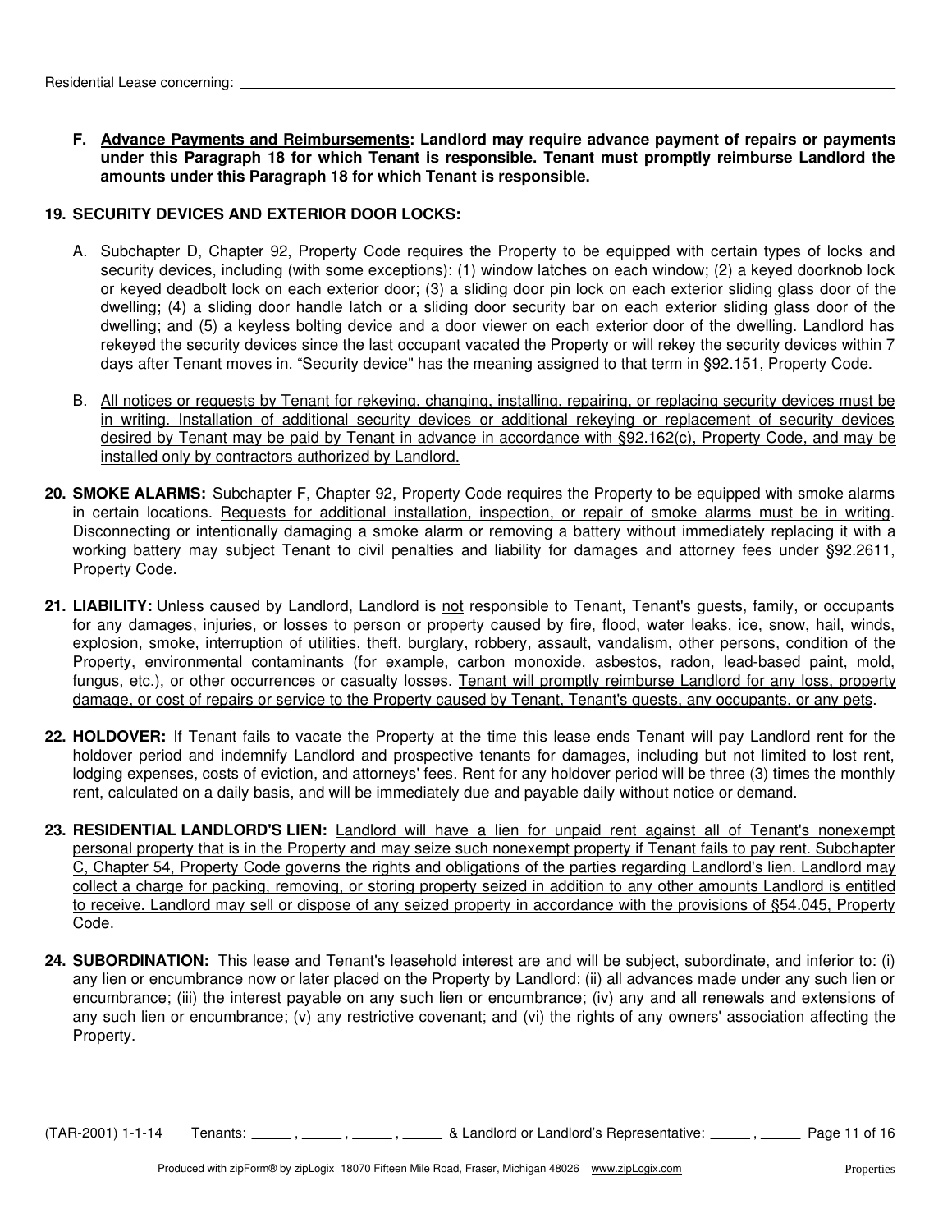F. **Advance Payments and Reimbursements: Landlord may require advance payment of repairs or payments under this Paragraph 18 for which Tenant is responsible. Tenant must promptly reimburse Landlord the amounts under this Paragraph 18 for which Tenant is responsible.**

## 19. SECURITY DEVICES AND EXTERIOR DOOR LOCKS:

A. Subchapter D, Chapter 92, Property Code requires the Property to be equipped with certain types of locks and security devices, including (with some exceptions): (1) window latches on each window; (2) a keyed doorknob lock or keyed deadbolt lock on each exterior door; (3) a sliding door pin lock on each exterior sliding glass door of the dwelling; (4) a sliding door handle latch or a sliding door security bar on each exterior sliding glass door of the dwelling; and (5) a keyless bolting device and a door viewer on each exterior door of the dwelling. Landlord has rekeyed the security devices since the last occupant vacated the Property or will rekey the security devices within 7 days after Tenant moves in. "Security device" has the meaning assigned to that term in §92.151, Property Code.

B. All notices or requests by Tenant for rekeying, changing, installing, repairing, or replacing security devices must be in writing. Installation of additional security devices or additional rekeying or replacement of security devices desired by Tenant may be paid by Tenant in advance in accordance with §92.162(c), Property Code, and may be installed only by contractors authorized by Landlord.

**20. SMOKE ALARMS:** Subchapter F, Chapter 92, Property Code requires the Property to be equipped with smoke alarms in certain locations. Requests for additional installation, inspection, or repair of smoke alarms must be in writing. Disconnecting or intentionally damaging a smoke alarm or removing a battery without immediately replacing it with a working battery may subject Tenant to civil penalties and liability for damages and attorney fees under §92.2611, Property Code.

**21. LIABILITY:** Unless caused by Landlord, Landlord is not responsible to Tenant, Tenant's guests, family, or occupants for any damages, injuries, or losses to person or property caused by fire, flood, water leaks, ice, snow, hail, winds, explosion, smoke, interruption of utilities, theft, burglary, robbery, assault, vandalism, other persons, condition of the Property, environmental contaminants (for example, carbon monoxide, asbestos, radon, lead-based paint, mold, fungus, etc.), or other occurrences or casualty losses. Tenant will promptly reimburse Landlord for any loss, property damage, or cost of repairs or service to the Property caused by Tenant, Tenant's guests, any occupants, or any pets.

**22. HOLDOVER:** If Tenant fails to vacate the Property at the time this lease ends Tenant will pay Landlord rent for the holdover period and indemnify Landlord and prospective tenants for damages, including but not limited to lost rent, lodging expenses, costs of eviction, and attorneys' fees. Rent for any holdover period will be three (3) times the monthly rent, calculated on a daily basis, and will be immediately due and payable daily without notice or demand.

**23. RESIDENTIAL LANDLORD'S LIEN:** Landlord will have a lien for unpaid rent against all of Tenant's nonexempt personal property that is in the Property and may seize such nonexempt property if Tenant fails to pay rent. Subchapter C, Chapter 54, Property Code governs the rights and obligations of the parties regarding Landlord's lien. Landlord may collect a charge for packing, removing, or storing property seized in addition to any other amounts Landlord is entitled to receive. Landlord may sell or dispose of any seized property in accordance with the provisions of §54.045, Property Code.

**24. SUBORDINATION:** This lease and Tenant's leasehold interest are and will be subject, subordinate, and inferior to: (i) any lien or encumbrance now or later placed on the Property by Landlord; (ii) all advances made under any such lien or encumbrance; (iii) the interest payable on any such lien or encumbrance; (iv) any and all renewals and extensions of any such lien or encumbrance; (v) any restrictive covenant; and (vi) the rights of any owners' association affecting the Property.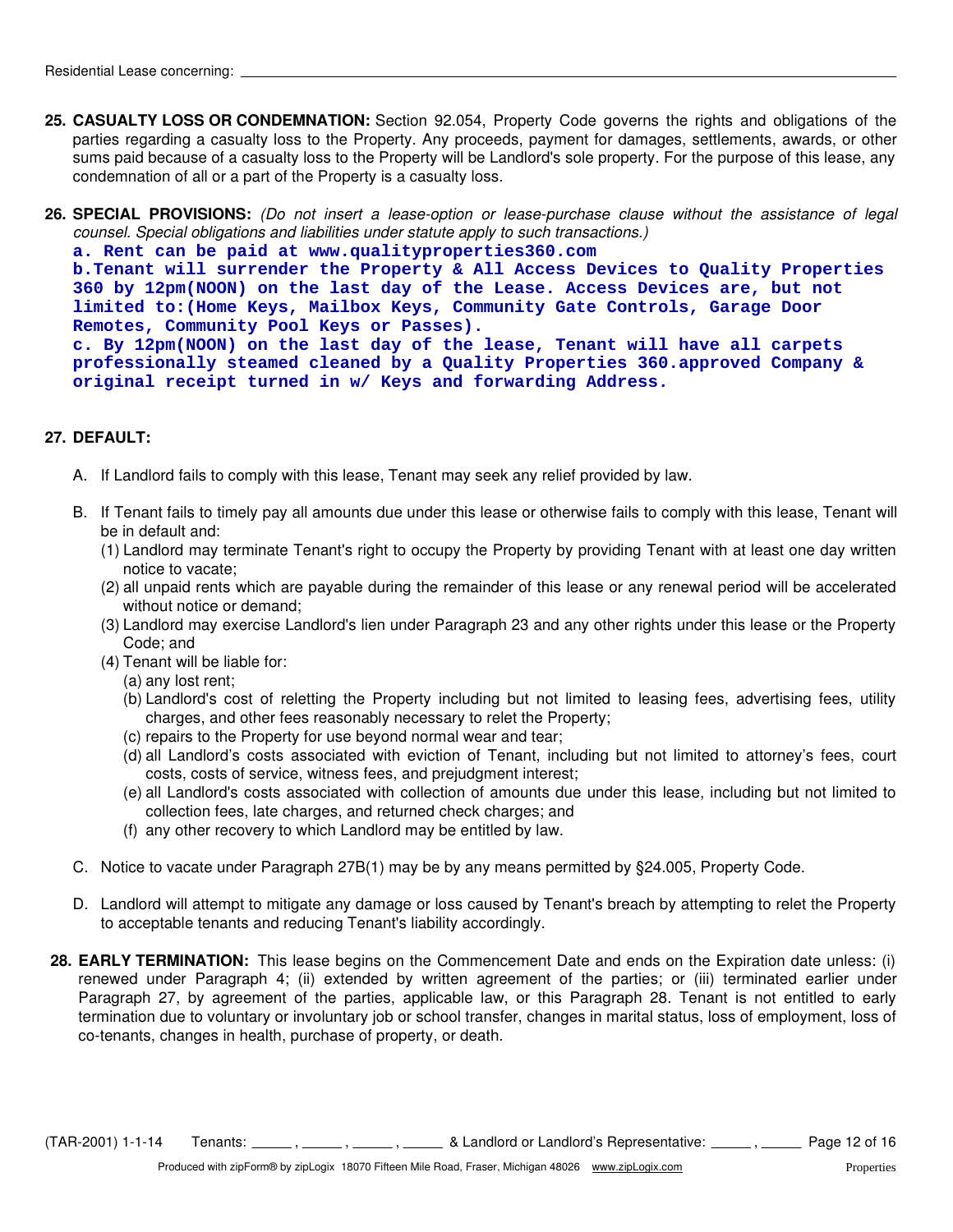Residential Lease concerning: ______________________________

**25. CASUALTY LOSS OR CONDEMNATION:** Section 92.054, Property Code governs the rights and obligations of the parties regarding a casualty loss to the Property. Any proceeds, payment for damages, settlements, awards, or other sums paid because of a casualty loss to the Property will be Landlord's sole property. For the purpose of this lease, any condemnation of all or a part of the Property is a casualty loss.

**26. SPECIAL PROVISIONS:** *(Do not insert a lease-option or lease-purchase clause without the assistance of legal counsel. Special obligations and liabilities under statute apply to such transactions.)*

**a. Rent can be paid at www.qualityproperties360.com**
**b.Tenant will surrender the Property & All Access Devices to Quality Properties 360 by 12pm(NOON) on the last day of the Lease. Access Devices are, but not limited to:(Home Keys, Mailbox Keys, Community Gate Controls, Garage Door Remotes, Community Pool Keys or Passes).**
**c. By 12pm(NOON) on the last day of the lease, Tenant will have all carpets professionally steamed cleaned by a Quality Properties 360.approved Company & original receipt turned in w/ Keys and forwarding Address.**

**27. DEFAULT:**

A. If Landlord fails to comply with this lease, Tenant may seek any relief provided by law.

B. If Tenant fails to timely pay all amounts due under this lease or otherwise fails to comply with this lease, Tenant will be in default and:
   (1) Landlord may terminate Tenant's right to occupy the Property by providing Tenant with at least one day written notice to vacate;
   (2) all unpaid rents which are payable during the remainder of this lease or any renewal period will be accelerated without notice or demand;
   (3) Landlord may exercise Landlord's lien under Paragraph 23 and any other rights under this lease or the Property Code; and
   (4) Tenant will be liable for:
      (a) any lost rent;
      (b) Landlord's cost of reletting the Property including but not limited to leasing fees, advertising fees, utility charges, and other fees reasonably necessary to relet the Property;
      (c) repairs to the Property for use beyond normal wear and tear;
      (d) all Landlord's costs associated with eviction of Tenant, including but not limited to attorney's fees, court costs, costs of service, witness fees, and prejudgment interest;
      (e) all Landlord's costs associated with collection of amounts due under this lease, including but not limited to collection fees, late charges, and returned check charges; and
      (f) any other recovery to which Landlord may be entitled by law.

C. Notice to vacate under Paragraph 27B(1) may be by any means permitted by §24.005, Property Code.

D. Landlord will attempt to mitigate any damage or loss caused by Tenant's breach by attempting to relet the Property to acceptable tenants and reducing Tenant's liability accordingly.

**28. EARLY TERMINATION:** This lease begins on the Commencement Date and ends on the Expiration date unless: (i) renewed under Paragraph 4; (ii) extended by written agreement of the parties; or (iii) terminated earlier under Paragraph 27, by agreement of the parties, applicable law, or this Paragraph 28. Tenant is not entitled to early termination due to voluntary or involuntary job or school transfer, changes in marital status, loss of employment, loss of co-tenants, changes in health, purchase of property, or death.

(TAR-2001) 1-1-14 Tenants: _____ , _____ , _____ , _____ & Landlord or Landlord's Representative: _____ , _____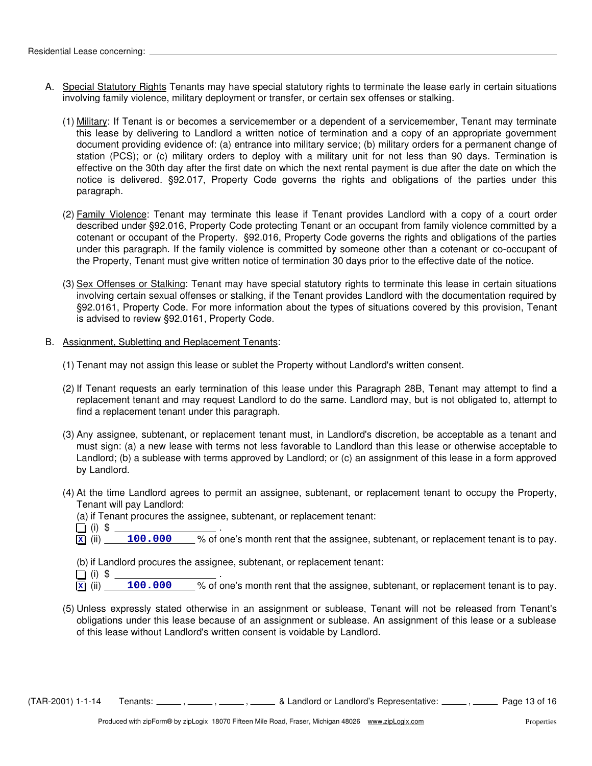Residential Lease concerning: ______________________________

A. Special Statutory Rights Tenants may have special statutory rights to terminate the lease early in certain situations involving family violence, military deployment or transfer, or certain sex offenses or stalking.

   (1) Military: If Tenant is or becomes a servicemember or a dependent of a servicemember, Tenant may terminate this lease by delivering to Landlord a written notice of termination and a copy of an appropriate government document providing evidence of: (a) entrance into military service; (b) military orders for a permanent change of station (PCS); or (c) military orders to deploy with a military unit for not less than 90 days. Termination is effective on the 30th day after the first date on which the next rental payment is due after the date on which the notice is delivered. §92.017, Property Code governs the rights and obligations of the parties under this paragraph.

   (2) Family Violence: Tenant may terminate this lease if Tenant provides Landlord with a copy of a court order described under §92.016, Property Code protecting Tenant or an occupant from family violence committed by a cotenant or occupant of the Property. §92.016, Property Code governs the rights and obligations of the parties under this paragraph. If the family violence is committed by someone other than a cotenant or co-occupant of the Property, Tenant must give written notice of termination 30 days prior to the effective date of the notice.

   (3) Sex Offenses or Stalking: Tenant may have special statutory rights to terminate this lease in certain situations involving certain sexual offenses or stalking, if the Tenant provides Landlord with the documentation required by §92.0161, Property Code. For more information about the types of situations covered by this provision, Tenant is advised to review §92.0161, Property Code.

B. Assignment, Subletting and Replacement Tenants:

   (1) Tenant may not assign this lease or sublet the Property without Landlord's written consent.

   (2) If Tenant requests an early termination of this lease under this Paragraph 28B, Tenant may attempt to find a replacement tenant and may request Landlord to do the same. Landlord may, but is not obligated to, attempt to find a replacement tenant under this paragraph.

   (3) Any assignee, subtenant, or replacement tenant must, in Landlord's discretion, be acceptable as a tenant and must sign: (a) a new lease with terms not less favorable to Landlord than this lease or otherwise acceptable to Landlord; (b) a sublease with terms approved by Landlord; or (c) an assignment of this lease in a form approved by Landlord.

   (4) At the time Landlord agrees to permit an assignee, subtenant, or replacement tenant to occupy the Property, Tenant will pay Landlord:

   (a) if Tenant procures the assignee, subtenant, or replacement tenant:

   ☐ (i) $ ______________ .

   ☒ (ii) **100.000** % of one's month rent that the assignee, subtenant, or replacement tenant is to pay.

   (b) if Landlord procures the assignee, subtenant, or replacement tenant:

   ☐ (i) $ ______________ .

   ☒ (ii) **100.000** % of one's month rent that the assignee, subtenant, or replacement tenant is to pay.

   (5) Unless expressly stated otherwise in an assignment or sublease, Tenant will not be released from Tenant's obligations under this lease because of an assignment or sublease. An assignment of this lease or a sublease of this lease without Landlord's written consent is voidable by Landlord.

(TAR-2001) 1-1-14 Tenants: _____ , _____ , _____ , _____ & Landlord or Landlord's Representative: _____ , _____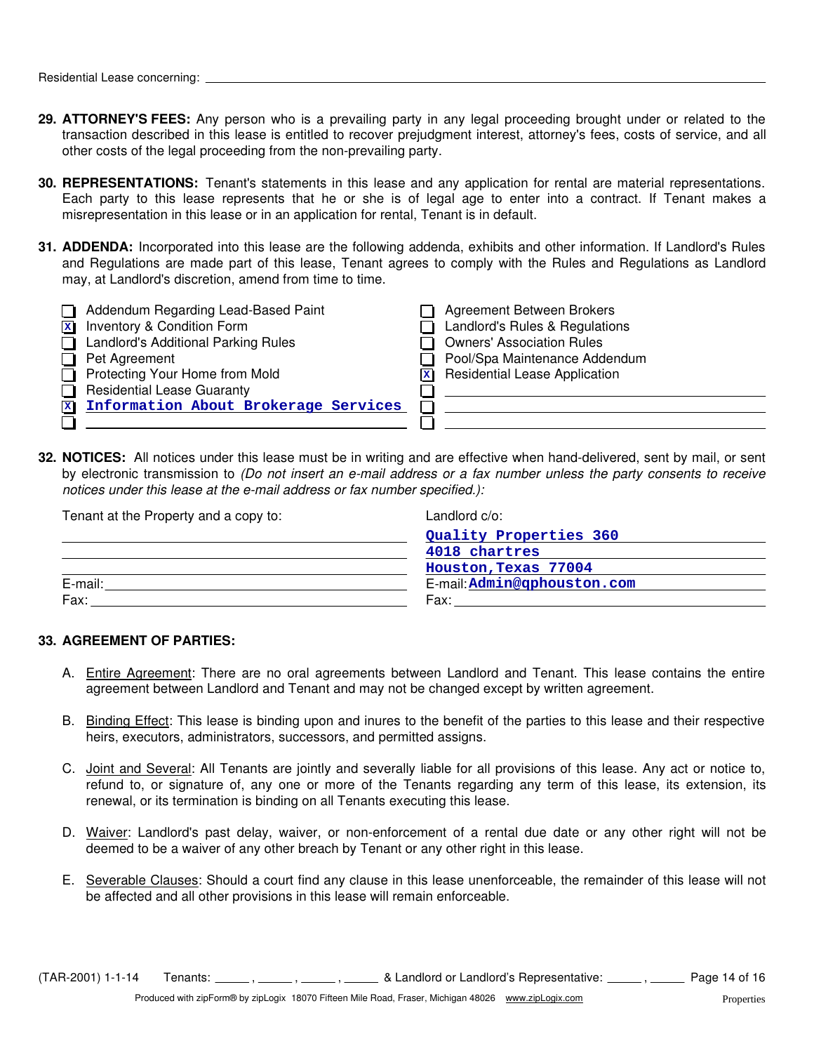Residential Lease concerning: ______________________________

**29. ATTORNEY'S FEES:** Any person who is a prevailing party in any legal proceeding brought under or related to the transaction described in this lease is entitled to recover prejudgment interest, attorney's fees, costs of service, and all other costs of the legal proceeding from the non-prevailing party.

**30. REPRESENTATIONS:** Tenant's statements in this lease and any application for rental are material representations. Each party to this lease represents that he or she is of legal age to enter into a contract. If Tenant makes a misrepresentation in this lease or in an application for rental, Tenant is in default.

**31. ADDENDA:** Incorporated into this lease are the following addenda, exhibits and other information. If Landlord's Rules and Regulations are made part of this lease, Tenant agrees to comply with the Rules and Regulations as Landlord may, at Landlord's discretion, amend from time to time.

- [ ] Addendum Regarding Lead-Based Paint
- [x] Inventory & Condition Form
- [ ] Landlord's Additional Parking Rules
- [ ] Pet Agreement
- [ ] Protecting Your Home from Mold
- [ ] Residential Lease Guaranty
- [x] Information About Brokerage Services
- [ ] ______________________________
- [ ] Agreement Between Brokers
- [ ] Landlord's Rules & Regulations
- [ ] Owners' Association Rules
- [ ] Pool/Spa Maintenance Addendum
- [x] Residential Lease Application
- [ ] ______________________________
- [ ] ______________________________
- [ ] ______________________________

**32. NOTICES:** All notices under this lease must be in writing and are effective when hand-delivered, sent by mail, or sent by electronic transmission to *(Do not insert an e-mail address or a fax number unless the party consents to receive notices under this lease at the e-mail address or fax number specified.)*:

Tenant at the Property and a copy to:

______________________________
______________________________
______________________________
E-mail: ______________________________
Fax: ______________________________

Landlord c/o:

Quality Properties 360
4018 chartres
Houston,Texas 77004
E-mail: Admin@qphouston.com
Fax: ______________________________

**33. AGREEMENT OF PARTIES:**

A. Entire Agreement: There are no oral agreements between Landlord and Tenant. This lease contains the entire agreement between Landlord and Tenant and may not be changed except by written agreement.

B. Binding Effect: This lease is binding upon and inures to the benefit of the parties to this lease and their respective heirs, executors, administrators, successors, and permitted assigns.

C. Joint and Several: All Tenants are jointly and severally liable for all provisions of this lease. Any act or notice to, refund to, or signature of, any one or more of the Tenants regarding any term of this lease, its extension, its renewal, or its termination is binding on all Tenants executing this lease.

D. Waiver: Landlord's past delay, waiver, or non-enforcement of a rental due date or any other right will not be deemed to be a waiver of any other breach by Tenant or any other right in this lease.

E. Severable Clauses: Should a court find any clause in this lease unenforceable, the remainder of this lease will not be affected and all other provisions in this lease will remain enforceable.

(TAR-2001) 1-1-14 Tenants: _____ , _____ , _____ , _____ & Landlord or Landlord's Representative: _____ , _____

Produced with zipForm® by zipLogix 18070 Fifteen Mile Road, Fraser, Michigan 48026 www.zipLogix.com Properties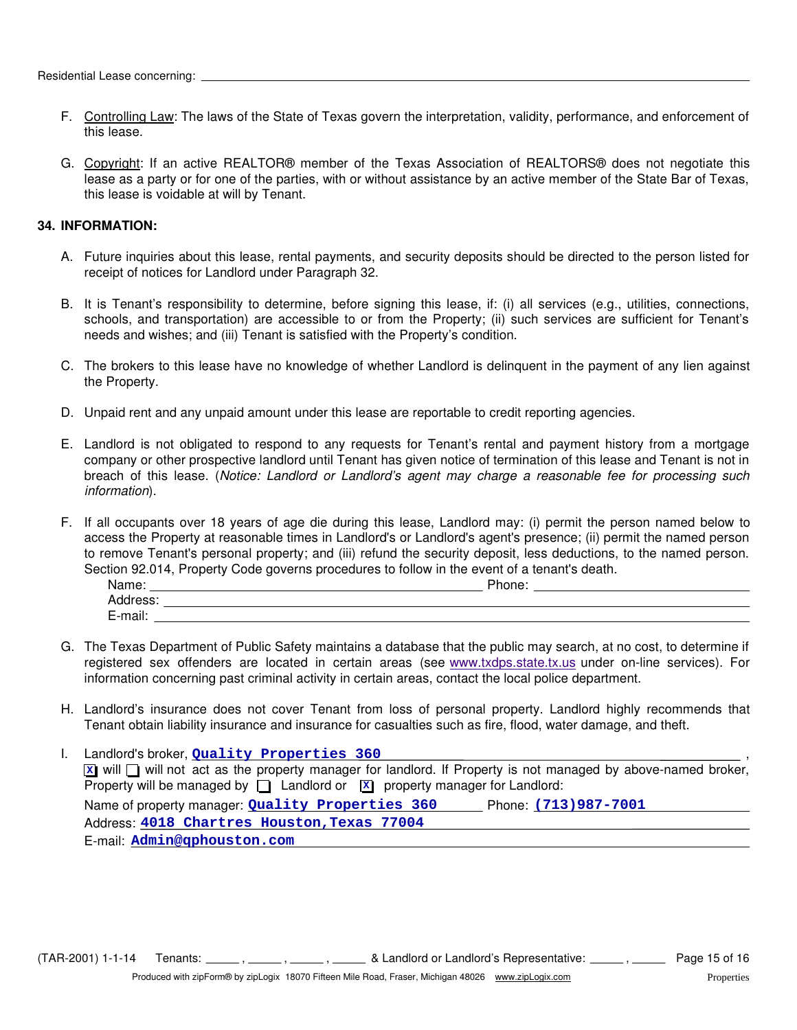F. Controlling Law: The laws of the State of Texas govern the interpretation, validity, performance, and enforcement of this lease.

G. Copyright: If an active REALTOR® member of the Texas Association of REALTORS® does not negotiate this lease as a party or for one of the parties, with or without assistance by an active member of the State Bar of Texas, this lease is voidable at will by Tenant.

**34. INFORMATION:**

A. Future inquiries about this lease, rental payments, and security deposits should be directed to the person listed for receipt of notices for Landlord under Paragraph 32.

B. It is Tenant's responsibility to determine, before signing this lease, if: (i) all services (e.g., utilities, connections, schools, and transportation) are accessible to or from the Property; (ii) such services are sufficient for Tenant's needs and wishes; and (iii) Tenant is satisfied with the Property's condition.

C. The brokers to this lease have no knowledge of whether Landlord is delinquent in the payment of any lien against the Property.

D. Unpaid rent and any unpaid amount under this lease are reportable to credit reporting agencies.

E. Landlord is not obligated to respond to any requests for Tenant's rental and payment history from a mortgage company or other prospective landlord until Tenant has given notice of termination of this lease and Tenant is not in breach of this lease. (*Notice: Landlord or Landlord's agent may charge a reasonable fee for processing such information*).

F. If all occupants over 18 years of age die during this lease, Landlord may: (i) permit the person named below to access the Property at reasonable times in Landlord's or Landlord's agent's presence; (ii) permit the named person to remove Tenant's personal property; and (iii) refund the security deposit, less deductions, to the named person. Section 92.014, Property Code governs procedures to follow in the event of a tenant's death.

Name: ______________________ Phone: ______________________
Address: ______________________
E-mail: ______________________

G. The Texas Department of Public Safety maintains a database that the public may search, at no cost, to determine if registered sex offenders are located in certain areas (see www.txdps.state.tx.us under on-line services). For information concerning past criminal activity in certain areas, contact the local police department.

H. Landlord's insurance does not cover Tenant from loss of personal property. Landlord highly recommends that Tenant obtain liability insurance and insurance for casualties such as fire, flood, water damage, and theft.

I. Landlord's broker, **Quality Properties 360** ,
☒ will ☐ will not act as the property manager for landlord. If Property is not managed by above-named broker, Property will be managed by ☐ Landlord or ☒ property manager for Landlord:

Name of property manager: **Quality Properties 360** Phone: **(713)987-7001**
Address: **4018 Chartres Houston,Texas 77004**
E-mail: **Admin@qphouston.com**

(TAR-2001) 1-1-14 Tenants: _____ , _____ , _____ , _____ & Landlord or Landlord's Representative: _____ , _____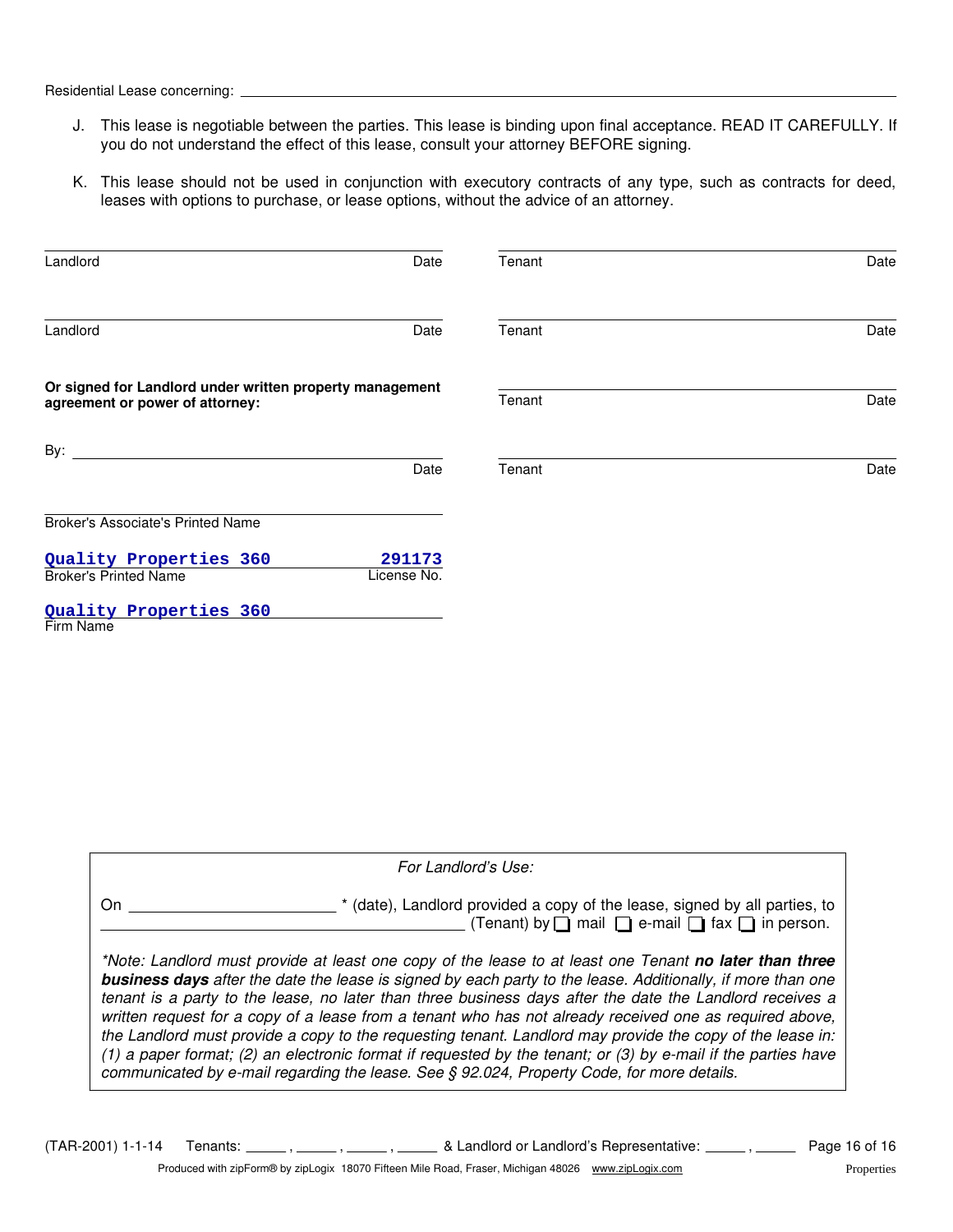Residential Lease concerning: ______________________________

J. This lease is negotiable between the parties. This lease is binding upon final acceptance. READ IT CAREFULLY. If you do not understand the effect of this lease, consult your attorney BEFORE signing.

K. This lease should not be used in conjunction with executory contracts of any type, such as contracts for deed, leases with options to purchase, or lease options, without the advice of an attorney.

| | | | |
|---|---|---|---|
| Landlord | Date | Tenant | Date |
| Landlord | Date | Tenant | Date |
| **Or signed for Landlord under written property management agreement or power of attorney:** | | Tenant | Date |
| By: | Date | Tenant | Date |

Broker's Associate's Printed Name

| | |
|---|---|
| Quality Properties 360 | 291173 |
| Broker's Printed Name | License No. |

Quality Properties 360
Firm Name

*For Landlord's Use:*

On ________________ * (date), Landlord provided a copy of the lease, signed by all parties, to ______________________ (Tenant) by ☐ mail ☐ e-mail ☐ fax ☐ in person.

*\*Note: Landlord must provide at least one copy of the lease to at least one Tenant **no later than three business days** after the date the lease is signed by each party to the lease. Additionally, if more than one tenant is a party to the lease, no later than three business days after the date the Landlord receives a written request for a copy of a lease from a tenant who has not already received one as required above, the Landlord must provide a copy to the requesting tenant. Landlord may provide the copy of the lease in: (1) a paper format; (2) an electronic format if requested by the tenant; or (3) by e-mail if the parties have communicated by e-mail regarding the lease. See § 92.024, Property Code, for more details.*

(TAR-2001) 1-1-14 Tenants: _____ , _____ , _____ , _____ & Landlord or Landlord's Representative: _____ , _____